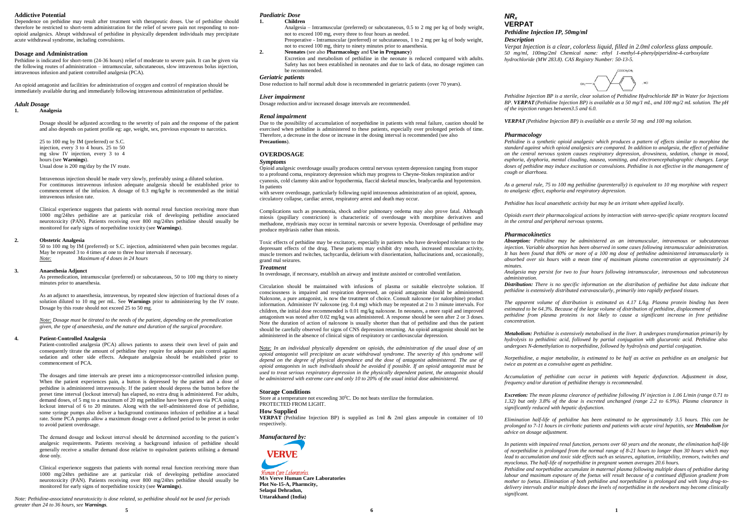## Addictive Potential

Dependence on pethidine may result after treatment with therapeutic doses. Use of pethidine should therefore be restricted to short-term administration for the relief of severe pain not responding to non-opioid analgesics. Abrupt withdrawal of pethidine in physically dependent individuals may precipitate acute withdrawal syndrome, including convulsions.

## Dosage and Administration

Pethidine is indicated for short-term (24-36 hours) relief of moderate to severe pain. It can be given via the following routes of administration – intramuscular, subcutaneous, slow intravenous bolus injection, intravenous infusion and patient controlled analgesia (PCA).

An opioid antagonist and facilities for administration of oxygen and control of respiration should be immediately available during and immediately following intravenous administration of pethidine.

### *Adult Dosage*

**1. Analgesia**

Dosage should be adjusted according to the severity of pain and the response of the patient and also depends on patient profile eg: age, weight, sex, previous exposure to narcotics.

25 to 100 mg by IM (preferred) or S.C. injection, every 3 to 4 hours. 25 to 50 mg slow IV injection, every 3 to 4 hours (see **Warnings**).
Usual dose is 200 mg/day by the IV route.

Intravenous injection should be made very slowly, preferably using a diluted solution.
For continuous intravenous infusion adequate analgesia should be established prior to commencement of the infusion. A dosage of 0.3 mg/kg/hr is recommended as the initial intravenous infusion rate.

Clinical experience suggests that patients with normal renal function receiving more than 1000 mg/24hrs pethidine are at particular risk of developing pethidine associated neurotoxicity (PAN). Patients receiving over 800 mg/24hrs pethidine should usually be monitored for early signs of norpethidine toxicity (see **Warnings**).

**2. Obstetric Analgesia**

50 to 100 mg by IM (preferred) or S.C. injection, administered when pain becomes regular. May be repeated 3 to 4 times at one to three hour intervals if necessary.
*Note:* *Maximum of 4 doses in 24 hours*

**3. Anaesthesia Adjunct**

As premedication, intramuscular (preferred) or subcutaneous, 50 to 100 mg thirty to ninety minutes prior to anaesthesia.

As an adjunct to anaesthesia, intravenous, by repeated slow injection of fractional doses of a solution diluted to 10 mg per mL. See **Warnings** prior to administering by the IV route. Dosage by this route should not exceed 25 to 50 mg.

*Note: Dosage must be titrated to the needs of the patient, depending on the premedication given, the type of anaesthesia, and the nature and duration of the surgical procedure.*

**4. Patient-Controlled Analgesia**

Patient-controlled analgesia (PCA) allows patients to assess their own level of pain and consequently titrate the amount of pethidine they require for adequate pain control against sedation and other side effects. Adequate analgesia should be established prior to commencement of PCA.

The dosages and time intervals are preset into a microprocessor-controlled infusion pump. When the patient experiences pain, a button is depressed by the patient and a dose of pethidine is administered intravenously. If the patient should depress the button before the preset time interval (lockout interval) has elapsed, no extra drug is administered. For adults, demand doses, of 5 mg to a maximum of 20 mg pethidine have been given via PCA using a lockout interval of 6 to 20 minutes. Along with the self-administered dose of pethidine, some syringe pumps also deliver a background continuous infusion of pethidine at a basal rate. Some PCA pumps allow a maximum dosage over a defined period to be preset in order to avoid patient overdosage.

The demand dosage and lockout interval should be determined according to the patient's analgesic requirements. Patients receiving a background infusion of pethidine should generally receive a smaller demand dose relative to equivalent patients utilising a demand dose only.

Clinical experience suggests that patients with normal renal function receiving more than 1000 mg/24hrs pethidine are at particular risk of developing pethidine associated neurotoxicity (PAN). Patients receiving over 800 mg/24hrs pethidine should usually be monitored for early signs of norpethidine toxicity (see **Warnings**).

*Note: Pethidine-associated neurotoxicity is dose related, so pethidine should not be used for periods greater than 24 to 36 hours, see Warnings.*

### *Paediatric Dose*

**1. Children**

Analgesia – Intramuscular (preferred) or subcutaneous, 0.5 to 2 mg per kg of body weight, not to exceed 100 mg, every three to four hours as needed.
Preoperative - Intramuscular (preferred) or subcutaneous, 1 to 2 mg per kg of body weight, not to exceed 100 mg, thirty to ninety minutes prior to anaesthesia.

**2. Neonates** (see also **Pharmacology** and **Use in Pregnancy**)

Excretion and metabolism of pethidine in the neonate is reduced compared with adults. Safety has not been established in neonates and due to lack of data, no dosage regimen can be recommended.

### *Geriatric patients*

Dose reduction to half normal adult dose is recommended in geriatric patients (over 70 years).

### *Liver impairment*

Dosage reduction and/or increased dosage intervals are recommended.

### *Renal impairment*

Due to the possibility of accumulation of norpethidine in patients with renal failure, caution should be exercised when pethidine is administered to these patients, especially over prolonged periods of time. Therefore, a decrease in the dose or increase in the dosing interval is recommended (see also **Precautions**).

## OVERDOSAGE

### *Symptoms*

Opioid analgesic overdosage usually produces central nervous system depression ranging from stupor to a profound coma, respiratory depression which may progress to Cheyne-Stokes respiration and/or cyanosis, cold clammy skin and/or hypothermia, flaccid skeletal muscles, bradycardia and hypotension. In patients
with severe overdosage, particularly following rapid intravenous administration of an opioid, apnoea, circulatory collapse, cardiac arrest, respiratory arrest and death may occur.

Complications such as pneumonia, shock and/or pulmonary oedema may also prove fatal. Although miosis (pupillary constriction) is characteristic of overdosage with morphine derivatives and methadone, mydriasis may occur in terminal narcosis or severe hypoxia. Overdosage of pethidine may produce mydriasis rather than miosis.

Toxic effects of pethidine may be excitatory, especially in patients who have developed tolerance to the depressant effects of the drug. These patients may exhibit dry mouth, increased muscular activity, muscle tremors and twitches, tachycardia, delirium with disorientation, hallucinations and, occasionally, grand mal seizures.

### *Treatment*

In overdosage, if necessary, establish an airway and institute assisted or controlled ventilation.

Circulation should be maintained with infusions of plasma or suitable electrolyte solution. If consciousness is impaired and respiration depressed, an opioid antagonist should be administered. Naloxone, a pure antagonist, is now the treatment of choice. Consult naloxone (or nalorphine) product information. Administer IV naloxone (eg. 0.4 mg) which may be repeated at 2 to 3 minute intervals. For children, the initial dose recommended is 0.01 mg/kg naloxone. In neonates, a more rapid and improved antagonism was noted after 0.02 mg/kg was administered. A response should be seen after 2 or 3 doses. Note the duration of action of naloxone is usually shorter than that of pethidine and thus the patient should be carefully observed for signs of CNS depression returning. An opioid antagonist should not be administered in the absence of clinical signs of respiratory or cardiovascular depression.

Note: *In an individual physically dependent on opioids, the administration of the usual dose of an opioid antagonist will precipitate an acute withdrawal syndrome. The severity of this syndrome will depend on the degree of physical dependence and the dose of antagonist administered. The use of opioid antagonists in such individuals should be avoided if possible. If an opioid antagonist must be used to treat serious respiratory depression in the physically dependent patient, the antagonist should be administered with extreme care and only 10 to 20% of the usual initial dose administered.*

## Storage Conditions

Store at a temperature not exceeding 30$^0$C. Do not heats sterilize the formulation.
PROTECTED FROM LIGHT.

## How Supplied

**VERPAT** (Pethidine Injection BP) is supplied as 1ml & 2ml glass ampoule in container of 10 respectively.

***Manufactured by:***

VERVE Human Care Laboratories.
**M/s Verve Human Care Laboratories**
**Plot No-15-A, Pharmcity,**
**Selaqui Dehradun,**
**Uttarakhand (India)**

# *$NR_x$*
# VERPAT

***Pethidine Injection IP, 50mg/ml***

### *Description*

*Verpat Injection is a clear, colorless liquid, filled in 2.0ml colorless glass ampoule. 50 mg/ml, 100mg/2ml Chemical name: ethyl 1-methyl-4-phenylpiperidine-4-carboxylate hydrochloride (MW 283.8). CAS Registry Number: 50-13-5.*

*Pethidine Injection BP is a sterile, clear solution of Pethidine Hydrochloride BP in Water for Injections BP. **VERPAT** (Pethidine Injection BP) is available as a 50 mg/1 mL, and 100 mg/2 mL solution. The pH of the injection ranges between3.5 and 6.0.*

***VERPAT** (Pethidine Injection BP) is available as a sterile 50 mg and 100 mg solution.*

### *Pharmacology*

*Pethidine is a synthetic opioid analgesic which produces a pattern of effects similar to morphine the standard against which opioid analgesics are compared. In addition to analgesia, the effect of pethidine on the central nervous system causes respiratory depression, drowsiness, sedation, change in mood, euphoria, dysphoria, mental clouding, nausea, vomiting, and electroencephalographic changes. Large doses of pethidine may induce excitation or convulsions. Pethidine is not effective in the management of cough or diarrhoea.*

*As a general rule, 75 to 100 mg pethidine (parenterally) is equivalent to 10 mg morphine with respect to analgesic effect, euphoria and respiratory depression.*

*Pethidine has local anaesthetic activity but may be an irritant when applied locally.*

*Opioids exert their pharmacological actions by interaction with stereo-specific opiate receptors located in the central and peripheral nervous systems.*

### *Pharmacokinetics*

***Absorption:** Pethidine may be administered as an intramuscular, intravenous or subcutaneous injection. Variable absorption has been observed in some cases following intramuscular administration. It has been found that 80% or more of a 100 mg dose of pethidine administered intramuscularly is absorbed over six hours with a mean time of maximum plasma concentration at approximately 24 minutes.*

*Analgesia may persist for two to four hours following intramuscular, intravenous and subcutaneous administration.*

***Distribution:** There is no specific information on the distribution of pethidine but data indicate that pethidine is extensively distributed extravascularly, primarily into rapidly perfused tissues.*

*The apparent volume of distribution is estimated as 4.17 L/kg. Plasma protein binding has been estimated to be 64.3%. Because of the large volume of distribution of pethidine, displacement of pethidine from plasma proteins is not likely to cause a significant increase in free pethidine concentration.*

***Metabolism:** Pethidine is extensively metabolised in the liver. It undergoes transformation primarily by hydrolysis to pethidinic acid, followed by partial conjugation with glucuronic acid. Pethidine also undergoes N-demethylation to norpethidine, followed by hydrolysis and partial conjugation.*

*Norpethidine, a major metabolite, is estimated to be half as active as pethidine as an analgesic but twice as potent as a convulsive agent as pethidine.*

*Accumulation of pethidine can occur in patients with hepatic dysfunction. Adjustment in dose, frequency and/or duration of pethidine therapy is recommended.*

***Excretion:** The mean plasma clearance of pethidine following IV injection is 1.06 L/min (range 0.71 to 1.32) but only 3.8% of the dose is excreted unchanged (range 2.2 to 6.9%). Plasma clearance is significantly reduced with hepatic dysfunction.*

*Elimination half-life of pethidine has been estimated to be approximately 3.5 hours. This can be prolonged to 7-11 hours in cirrhotic patients and patients with acute viral hepatitis, see **Metabolism** for advice on dosage adjustment.*

*In patients with impaired renal function, persons over 60 years and the neonate, the elimination half-life of norpethidine is prolonged from the normal range of 8-21 hours to longer than 30 hours which may lead to accumulation and toxic side effects such as seizures, agitation, irritability, tremors, twitches and myoclonus. The half-life of norpethidine in pregnant women averages 20.6 hours.*
*Pethidine and norpethidine accumulate in maternal plasma following multiple doses of pethidine during labour and maximum exposure of the foetus will result because of a continued diffusion gradient from mother to foetus. Elimination of both pethidine and norpethidine is prolonged and with long drug-to-delivery intervals and/or multiple doses the levels of norpethidine in the newborn may become clinically significant.*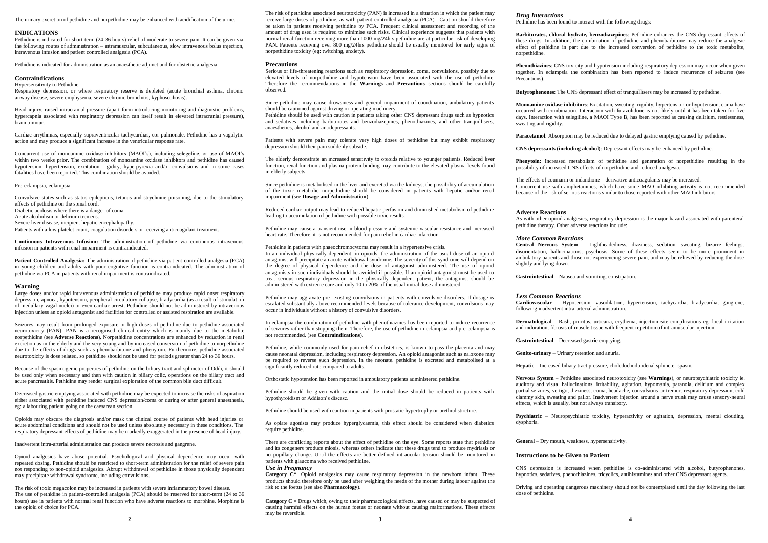The urinary excretion of pethidine and norpethidine may be enhanced with acidification of the urine.

## INDICATIONS

Pethidine is indicated for short-term (24-36 hours) relief of moderate to severe pain. It can be given via the following routes of administration – intramuscular, subcutaneous, slow intravenous bolus injection, intravenous infusion and patient controlled analgesia (PCA).

Pethidine is indicated for administration as an anaesthetic adjunct and for obstetric analgesia.

## Contraindications

Hypersensitivity to Pethidine.
Respiratory depression, or where respiratory reserve is depleted (acute bronchial asthma, chronic airway disease, severe emphysema, severe chronic bronchitis, kyphoscoliosis).

Head injury, raised intracranial pressure (apart form introducing monitoring and diagnostic problems, hypercapnia associated with respiratory depression can itself result in elevated intracranial pressure), brain tumour.

Cardiac arrythmias, especially supraventricular tachycardias, cor pulmonale. Pethidine has a vagolytic action and may produce a significant increase in the ventricular response rate.

Concurrent use of monoamine oxidase inhibitors (MAOI's), including selegeline, or use of MAOI's within two weeks prior. The combination of monoamine oxidase inhibitors and pethidine has caused hypotension, hypertension, excitation, rigidity, hyperpyrexia and/or convulsions and in some cases fatalities have been reported. This combination should be avoided.

Pre-eclampsia, eclampsia.

Convulsive states such as status epilepticus, tetanus and strychnine poisoning, due to the stimulatory effects of pethidine on the spinal cord.
Diabetic acidosis where there is a danger of coma.
Acute alcoholism or delirium tremens.
Severe liver disease, incipient hepatic encephalopathy.
Patients with a low platelet count, coagulation disorders or receiving anticoagulant treatment.

**Continuous Intravenous Infusion:** The administration of pethidine via continuous intravenous infusion in patients with renal impairment is contraindicated.

**Patient-Controlled Analgesia:** The administration of pethidine via patient-controlled analgesia (PCA) in young children and adults with poor cognitive function is contraindicated. The administration of pethidine via PCA in patients with renal impairment is contraindicated.

## Warning

Large doses and/or rapid intravenous administration of pethidine may produce rapid onset respiratory depression, apnoea, hypotension, peripheral circulatory collapse, bradycardia (as a result of stimulation of medullary vagal nuclei) or even cardiac arrest. Pethidine should not be administered by intravenous injection unless an opioid antagonist and facilities for controlled or assisted respiration are available.

Seizures may result from prolonged exposure or high doses of pethidine due to pethidine-associated neurotoxicity (PAN). PAN is a recognised clinical entity which is mainly due to the metabolite norpethidine (see **Adverse Reactions**). Norpethidine concentrations are enhanced by reduction in renal excretion as in the elderly and the very young and by increased conversion of pethidine to norpethidine due to the effects of drugs such as phenobarbitone and phenytoin. Furthermore, pethidine-associated neurotoxicity is dose related, so pethidine should not be used for periods greater than 24 to 36 hours.

Because of the spasmogenic properties of pethidine on the biliary tract and sphincter of Oddi, it should be used only when necessary and then with caution in biliary colic, operations on the biliary tract and acute pancreatitis. Pethidine may render surgical exploration of the common bile duct difficult.

Decreased gastric emptying associated with pethidine may be expected to increase the risks of aspiration either associated with pethidine induced CNS depression/coma or during or after general anaesthesia, eg: a labouring patient going on the caesarean section.

Opioids may obscure the diagnosis and/or mask the clinical course of patients with head injuries or acute abdominal conditions and should not be used unless absolutely necessary in these conditions. The respiratory depressant effects of pethidine may be markedly exaggerated in the presence of head injury.

Inadvertent intra-arterial administration can produce severe necrosis and gangrene.

Opioid analgesics have abuse potential. Psychological and physical dependence may occur with repeated dosing. Pethidine should be restricted to short-term administration for the relief of severe pain not responding to non-opioid analgesics. Abrupt withdrawal of pethidine in those physically dependent may precipitate withdrawal syndrome, including convulsions.

The risk of toxic megacolon may be increased in patients with severe inflammatory bowel disease.
The use of pethidine in patient-controlled analgesia (PCA) should be reserved for short-term (24 to 36 hours) use in patients with normal renal function who have adverse reactions to morphine. Morphine is the opioid of choice for PCA.

The risk of pethidine associated neurotoxicity (PAN) is increased in a situation in which the patient may receive large doses of pethidine, as with patient-controlled analgesia (PCA) . Caution should therefore be taken in patients receiving pethidine by PCA. Frequent clinical assessment and recording of the amount of drug used is required to minimise such risks. Clinical experience suggests that patients with normal renal function receiving more than 1000 mg/24hrs pethidine are at particular risk of developing PAN. Patients receiving over 800 mg/24hrs pethidine should be usually monitored for early signs of norpethidine toxicity (eg: twitching, anxiety).

## Precautions

Serious or life-threatening reactions such as respiratory depression, coma, convulsions, possibly due to elevated levels of norpethidine and hypotension have been associated with the use of pethidine. Therefore the recommendations in the **Warnings** and **Precautions** sections should be carefully observed.

Since pethidine may cause drowsiness and general impairment of coordination, ambulatory patients should be cautioned against driving or operating machinery.
Pethidine should be used with caution in patients taking other CNS depressant drugs such as hypnotics and sedatives including barbiturates and benzodiazepines, phenothiazines, and other tranquillisers, anaesthetics, alcohol and antidepressants.

Patients with severe pain may tolerate very high doses of pethidine but may exhibit respiratory depression should their pain suddenly subside.

The elderly demonstrate an increased sensitivity to opioids relative to younger patients. Reduced liver function, renal function and plasma protein binding may contribute to the elevated plasma levels found in elderly subjects.

Since pethidine is metabolised in the liver and excreted via the kidneys, the possibility of accumulation of the toxic metabolic norpethidine should be considered in patients with hepatic and/or renal impairment (see **Dosage and Administration**).

Reduced cardiac output may lead to reduced hepatic perfusion and diminished metabolism of pethidine leading to accumulation of pethidine with possible toxic results.

Pethidine may cause a transient rise in blood pressure and systemic vascular resistance and increased heart rate. Therefore, it is not recommended for pain relief in cardiac infarction.

Pethidine in patients with phaeochromocytoma may result in a hypertensive crisis.
In an individual physically dependent on opioids, the administration of the usual dose of an opioid antagonist will precipitate an acute withdrawal syndrome. The severity of this syndrome will depend on the degree of physical dependence and the dose of antagonist administered. The use of opioid antagonists in such individuals should be avoided if possible. If an opioid antagonist must be used to treat serious respiratory depression in the physically dependent patient, the antagonist should be administered with extreme care and only 10 to 20% of the usual initial dose administered.

Pethidine may aggravate pre- existing convulsions in patients with convulsive disorders. If dosage is escalated substantially above recommended levels because of tolerance development, convulsions may occur in individuals without a history of convulsive disorders.

In eclampsia the combination of pethidine with phenothiazines has been reported to induce recurrence of seizures rather than stopping them. Therefore, the use of pethidine in eclampsia and pre-eclampsia is not recommended. (see **Contraindications**).

Pethidine, while commonly used for pain relief in obstetrics, is known to pass the placenta and may cause neonatal depression, including respiratory depression. An opioid antagonist such as naloxone may be required to reverse such depression. In the neonate, pethidine is excreted and metabolised at a significantly reduced rate compared to adults.

Orthostatic hypotension has been reported in ambulatory patients administered pethidine.

Pethidine should be given with caution and the initial dose should be reduced in patients with hypothyroidism or Addison's disease.

Pethidine should be used with caution in patients with prostatic hypertrophy or urethral stricture.

As opiate agonists may produce hyperglycaemia, this effect should be considered when diabetics require pethidine.

There are conflicting reports about the effect of pethidine on the eye. Some reports state that pethidine and its congeners produce miosis, whereas others indicate that these drugs tend to produce mydriasis or no pupillary change. Until the effects are better defined intraocular tension should be monitored in patients with glaucoma who received pethidine.

### *Use in Pregnancy*

**Category C\***. Opioid analgesics may cause respiratory depression in the newborn infant. These products should therefore only be used after weighing the needs of the mother during labour against the risk to the foetus (see also **Pharmacology**).

**Category C** = Drugs which, owing to their pharmacological effects, have caused or may be suspected of causing harmful effects on the human foetus or neonate without causing malformations. These effects may be reversible.

### *Drug Interactions*

Pethidine has been found to interact with the following drugs:

**Barbiturates, chloral hydrate, benzodiazepines**: Pethidine enhances the CNS depressant effects of these drugs. In addition, the combination of pethidine and phenobarbitone may reduce the analgesic effect of pethidine in part due to the increased conversion of pethidine to the toxic metabolite, norpethidine.

**Phenothiazines**: CNS toxicity and hypotension including respiratory depression may occur when given together. In eclampsia the combination has been reported to induce recurrence of seizures (see Precautions).

**Butyrophenones**: The CNS depressant effect of tranquillisers may be increased by pethidine.

**Monoamine oxidase inhibitors**: Excitation, sweating, rigidity, hypertension or hypotension, coma have occurred with combination. Interaction with furazolidone is not likely until it has been taken for five days. Interaction with selegiline, a MAOI Type B, has been reported as causing delirium, restlessness, sweating and rigidity.

**Paracetamol**: Absorption may be reduced due to delayed gastric emptying caused by pethidine.

**CNS depressants (including alcohol)**: Depressant effects may be enhanced by pethidine.

**Phenytoin**: Increased metabolism of pethidine and generation of norpethidine resulting in the possibility of increased CNS effects of norpethidine and reduced analgesia.

The effects of coumarin or indandione – derivative anticoagulants may be increased.
Concurrent use with amphetamines, which have some MAO inhibiting activity is not recommended because of the risk of serious reactions similar to those reported with other MAO inhibitors.

## Adverse Reactions

As with other opioid analgesics, respiratory depression is the major hazard associated with parenteral pethidine therapy. Other adverse reactions include:

### *More Common Reactions*

**Central Nervous System** – Lightheadedness, dizziness, sedation, sweating, bizarre feelings, disorientation, hallucinations, psychosis. Some of these effects seem to be more prominent in ambulatory patients and those not experiencing severe pain, and may be relieved by reducing the dose slightly and lying down.

**Gastrointestinal** – Nausea and vomiting, constipation.

### *Less Common Reactions*

**Cardiovascular** – Hypotension, vasodilation, hypertension, tachycardia, bradycardia, gangrene, following inadvertent intra-arterial administration.

**Dermatological** – Rash, pruritus, urticaria, erythema, injection site complications eg: local irritation and induration, fibrosis of muscle tissue with frequent repetition of intramuscular injection.

**Gastrointestinal** – Decreased gastric emptying.

**Genito-urinary** – Urinary retention and anuria.

**Hepatic** – Increased biliary tract pressure, choledochoduodenal sphincter spasm.

**Nervous System** – Pethidine associated neurotoxicity (see **Warnings**), or neuropsychiatric toxicity ie. auditory and visual hallucinations, irritability, agitation, hypomania, paranoia, delirium and complex partial seizures, vertigo, dizziness, coma, headache, convulsions or tremor, respiratory depression, cold clammy skin, sweating and pallor. Inadvertent injection around a nerve trunk may cause sensory-neural effects, which is usually, but not always transitory.

**Psychiatric** – Neuropsychiatric toxicity, hyperactivity or agitation, depression, mental clouding, dysphoria.

**General** – Dry mouth, weakness, hypersensitivity.

## Instructions to be Given to Patient

CNS depression is increased when pethidine is co-administered with alcohol, butyrophenones, hypnotics, sedatives, phenothiazines, tricyclics, antihistamines and other CNS depressant agents.

Driving and operating dangerous machinery should not be contemplated until the day following the last dose of pethidine.